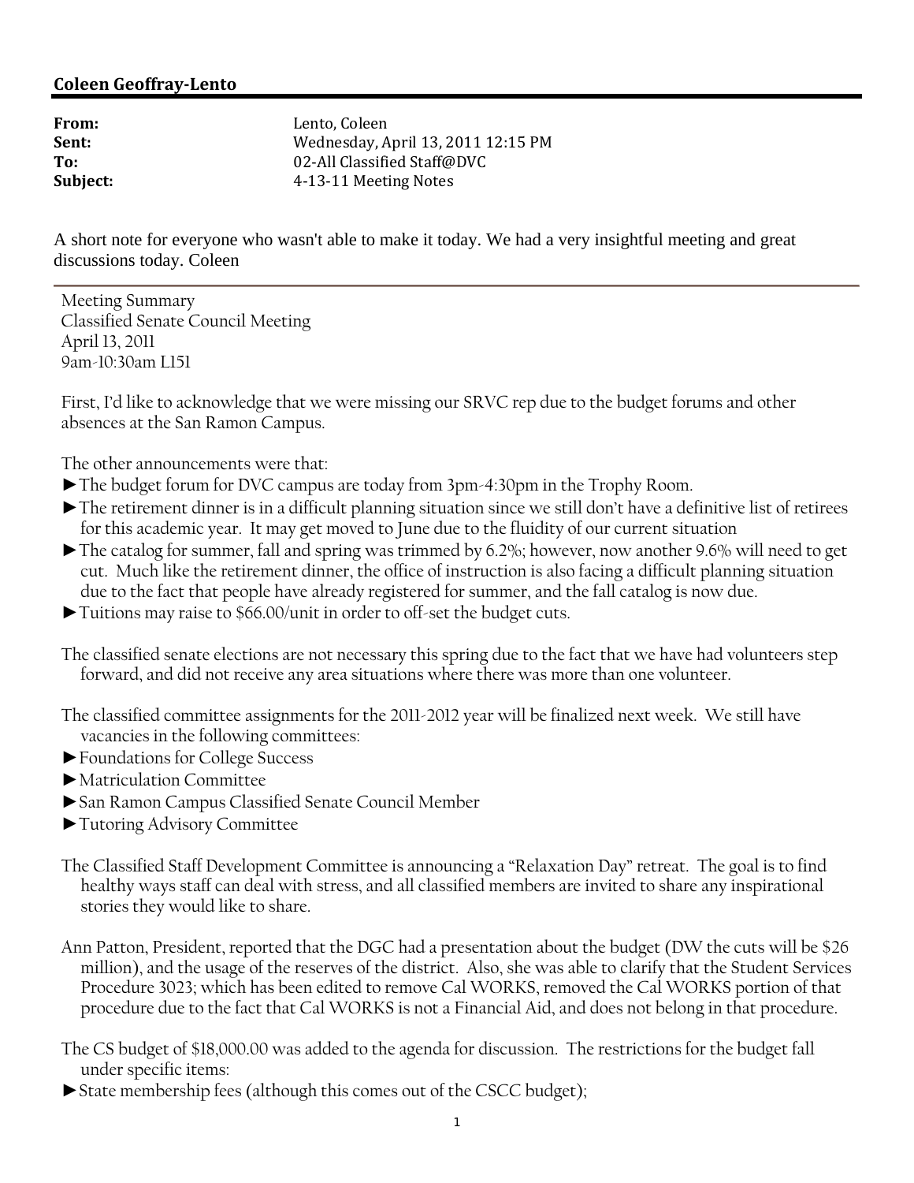**Coleen Geoffray-Lento**

---

**From:** Lento, Coleen
**Sent:** Wednesday, April 13, 2011 12:15 PM
**To:** 02-All Classified Staff@DVC
**Subject:** 4-13-11 Meeting Notes

A short note for everyone who wasn't able to make it today. We had a very insightful meeting and great discussions today. Coleen

---

Meeting Summary
Classified Senate Council Meeting
April 13, 2011
9am-10:30am L151

First, I'd like to acknowledge that we were missing our SRVC rep due to the budget forums and other absences at the San Ramon Campus.

The other announcements were that:

- ►The budget forum for DVC campus are today from 3pm-4:30pm in the Trophy Room.
- ►The retirement dinner is in a difficult planning situation since we still don't have a definitive list of retirees for this academic year. It may get moved to June due to the fluidity of our current situation
- ►The catalog for summer, fall and spring was trimmed by 6.2%; however, now another 9.6% will need to get cut. Much like the retirement dinner, the office of instruction is also facing a difficult planning situation due to the fact that people have already registered for summer, and the fall catalog is now due.
- ►Tuitions may raise to $66.00/unit in order to off-set the budget cuts.

The classified senate elections are not necessary this spring due to the fact that we have had volunteers step forward, and did not receive any area situations where there was more than one volunteer.

The classified committee assignments for the 2011-2012 year will be finalized next week. We still have vacancies in the following committees:

- ►Foundations for College Success
- ►Matriculation Committee
- ►San Ramon Campus Classified Senate Council Member
- ►Tutoring Advisory Committee

The Classified Staff Development Committee is announcing a "Relaxation Day" retreat. The goal is to find healthy ways staff can deal with stress, and all classified members are invited to share any inspirational stories they would like to share.

Ann Patton, President, reported that the DGC had a presentation about the budget (DW the cuts will be $26 million), and the usage of the reserves of the district. Also, she was able to clarify that the Student Services Procedure 3023; which has been edited to remove Cal WORKS, removed the Cal WORKS portion of that procedure due to the fact that Cal WORKS is not a Financial Aid, and does not belong in that procedure.

The CS budget of $18,000.00 was added to the agenda for discussion. The restrictions for the budget fall under specific items:

- ►State membership fees (although this comes out of the CSCC budget);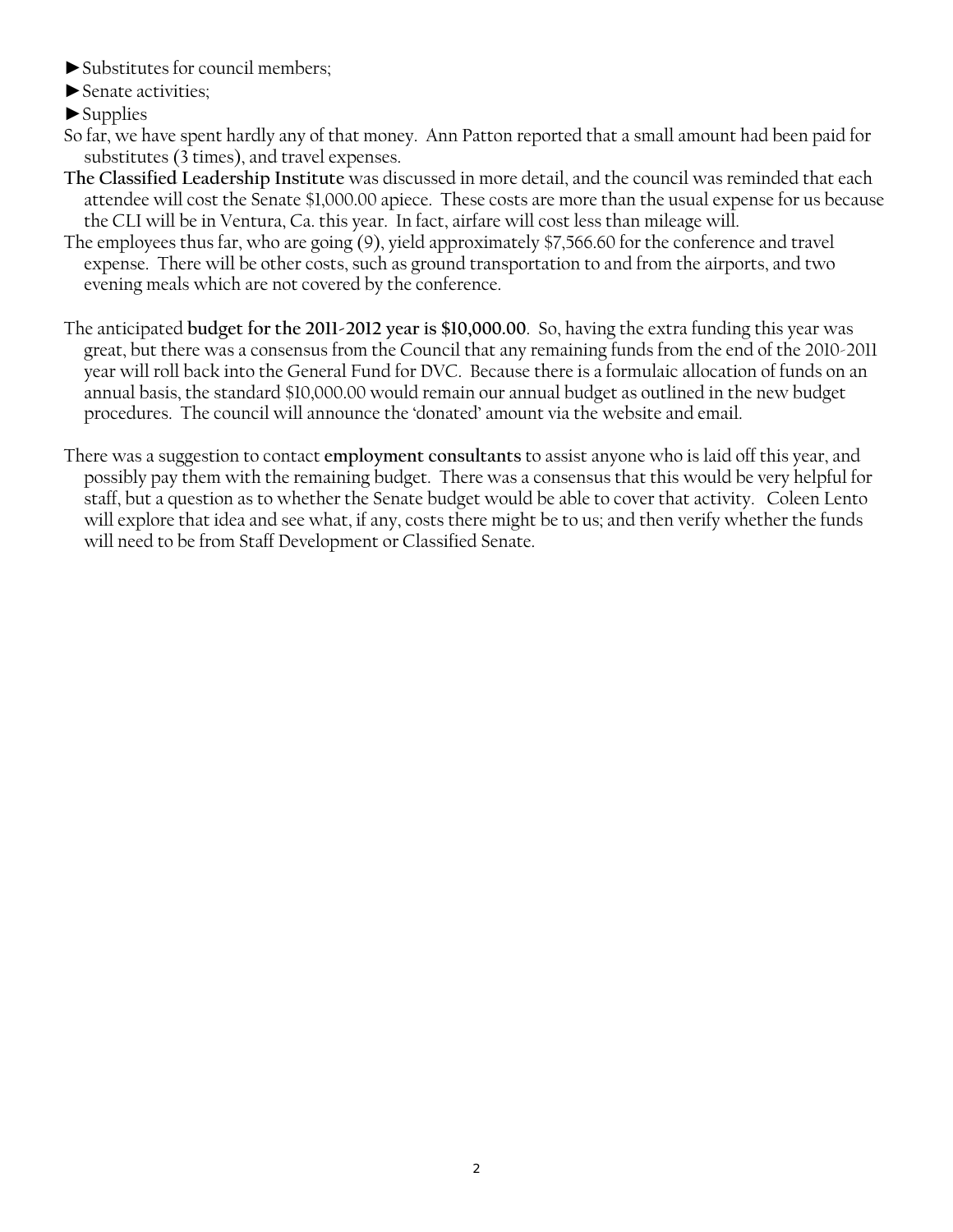►Substitutes for council members;

►Senate activities;

►Supplies

So far, we have spent hardly any of that money. Ann Patton reported that a small amount had been paid for substitutes (3 times), and travel expenses.

**The Classified Leadership Institute** was discussed in more detail, and the council was reminded that each attendee will cost the Senate $1,000.00 apiece. These costs are more than the usual expense for us because the CLI will be in Ventura, Ca. this year. In fact, airfare will cost less than mileage will.

The employees thus far, who are going (9), yield approximately $7,566.60 for the conference and travel expense. There will be other costs, such as ground transportation to and from the airports, and two evening meals which are not covered by the conference.

The anticipated **budget for the 2011-2012 year is $10,000.00**. So, having the extra funding this year was great, but there was a consensus from the Council that any remaining funds from the end of the 2010-2011 year will roll back into the General Fund for DVC. Because there is a formulaic allocation of funds on an annual basis, the standard $10,000.00 would remain our annual budget as outlined in the new budget procedures. The council will announce the 'donated' amount via the website and email.

There was a suggestion to contact **employment consultants** to assist anyone who is laid off this year, and possibly pay them with the remaining budget. There was a consensus that this would be very helpful for staff, but a question as to whether the Senate budget would be able to cover that activity. Coleen Lento will explore that idea and see what, if any, costs there might be to us; and then verify whether the funds will need to be from Staff Development or Classified Senate.